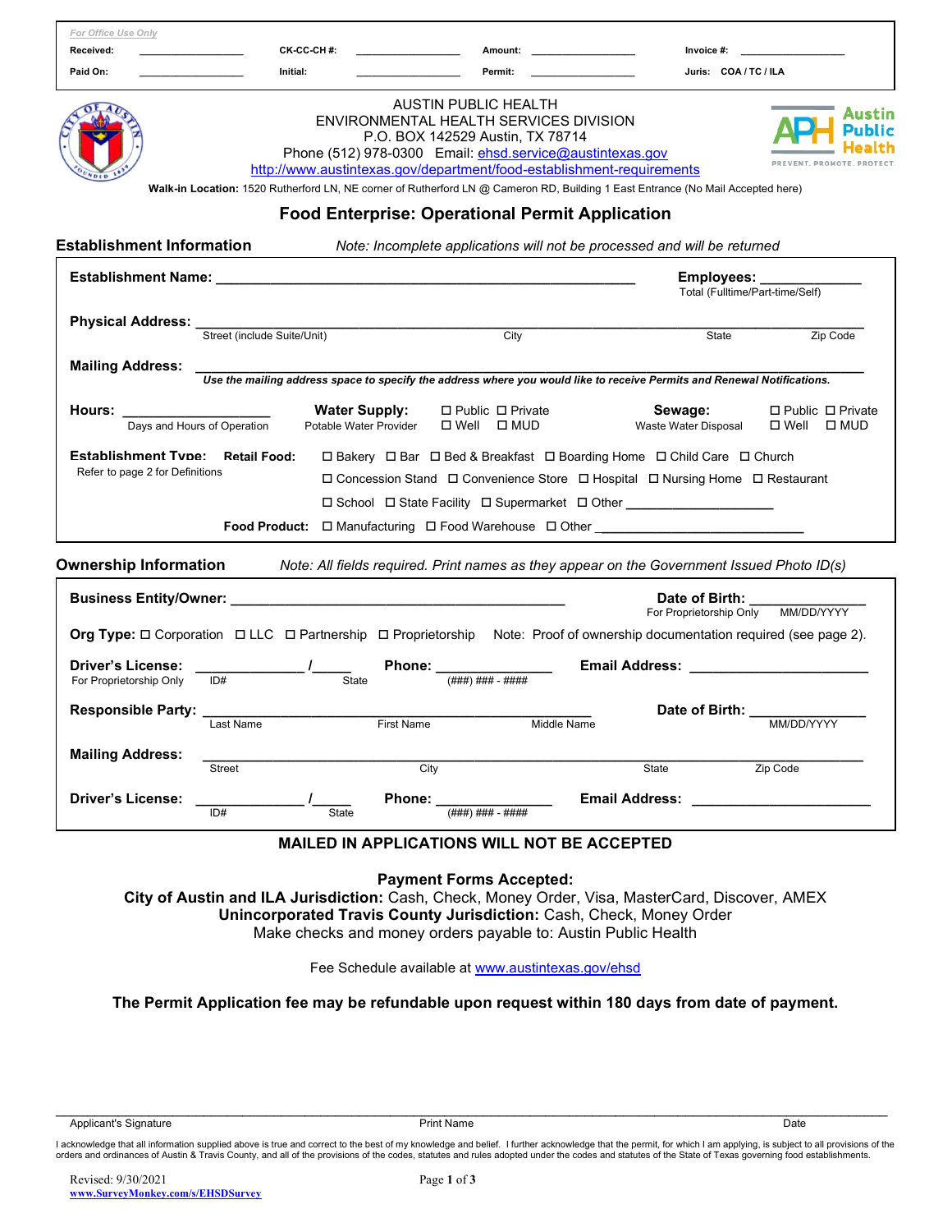*For Office Use Only*

| Received: | ________________ | CK-CC-CH #: | ________________ | Amount: | ________________ | Invoice #: | ________________ |
|---|---|---|---|---|---|---|---|
| Paid On: | ________________ | Initial: | ________________ | Permit: | ________________ | Juris: | COA / TC / ILA |

AUSTIN PUBLIC HEALTH
ENVIRONMENTAL HEALTH SERVICES DIVISION
P.O. BOX 142529 Austin, TX 78714
Phone (512) 978-0300 Email: ehsd.service@austintexas.gov
http://www.austintexas.gov/department/food-establishment-requirements

**Walk-in Location:** 1520 Rutherford LN, NE corner of Rutherford LN @ Cameron RD, Building 1 East Entrance (No Mail Accepted here)

# Food Enterprise: Operational Permit Application

## Establishment Information

*Note: Incomplete applications will not be processed and will be returned*

**Establishment Name:** ______________________________________________

**Employees:** ____________
Total (Fulltime/Part-time/Self)

**Physical Address:** ______________________________________________
Street (include Suite/Unit) | City | State | Zip Code

**Mailing Address:** ______________________________________________
***Use the mailing address space to specify the address where you would like to receive Permits and Renewal Notifications.***

**Hours:** __________________
Days and Hours of Operation

**Water Supply:** ☐ Public ☐ Private ☐ Well ☐ MUD
Potable Water Provider

**Sewage:** ☐ Public ☐ Private ☐ Well ☐ MUD
Waste Water Disposal

**Establishment Type:**
Refer to page 2 for Definitions

**Retail Food:** ☐ Bakery ☐ Bar ☐ Bed & Breakfast ☐ Boarding Home ☐ Child Care ☐ Church ☐ Concession Stand ☐ Convenience Store ☐ Hospital ☐ Nursing Home ☐ Restaurant ☐ School ☐ State Facility ☐ Supermarket ☐ Other __________________

**Food Product:** ☐ Manufacturing ☐ Food Warehouse ☐ Other __________________________

## Ownership Information

*Note: All fields required. Print names as they appear on the Government Issued Photo ID(s)*

**Business Entity/Owner:** ________________________________________

**Date of Birth:** ______________
For Proprietorship Only MM/DD/YYYY

**Org Type:** ☐ Corporation ☐ LLC ☐ Partnership ☐ Proprietorship Note: Proof of ownership documentation required (see page 2).

**Driver's License:** ____________ / _____
For Proprietorship Only ID# State

**Phone:** ______________
(###) ### - ####

**Email Address:** ______________________

**Responsible Party:** ________________________________________
Last Name | First Name | Middle Name

**Date of Birth:** ______________
MM/DD/YYYY

**Mailing Address:** ________________________________________
Street | City | State | Zip Code

**Driver's License:** ____________ / _____
ID# State

**Phone:** ______________
(###) ### - ####

**Email Address:** ______________________

**MAILED IN APPLICATIONS WILL NOT BE ACCEPTED**

**Payment Forms Accepted:**
**City of Austin and ILA Jurisdiction:** Cash, Check, Money Order, Visa, MasterCard, Discover, AMEX
**Unincorporated Travis County Jurisdiction:** Cash, Check, Money Order
Make checks and money orders payable to: Austin Public Health

Fee Schedule available at www.austintexas.gov/ehsd

**The Permit Application fee may be refundable upon request within 180 days from date of payment.**

______________________________________________________________________________
Applicant's Signature | Print Name | Date

I acknowledge that all information supplied above is true and correct to the best of my knowledge and belief. I further acknowledge that the permit, for which I am applying, is subject to all provisions of the orders and ordinances of Austin & Travis County, and all of the provisions of the codes, statutes and rules adopted under the codes and statutes of the State of Texas governing food establishments.

Revised: 9/30/2021
www.SurveyMonkey.com/s/EHSDSurvey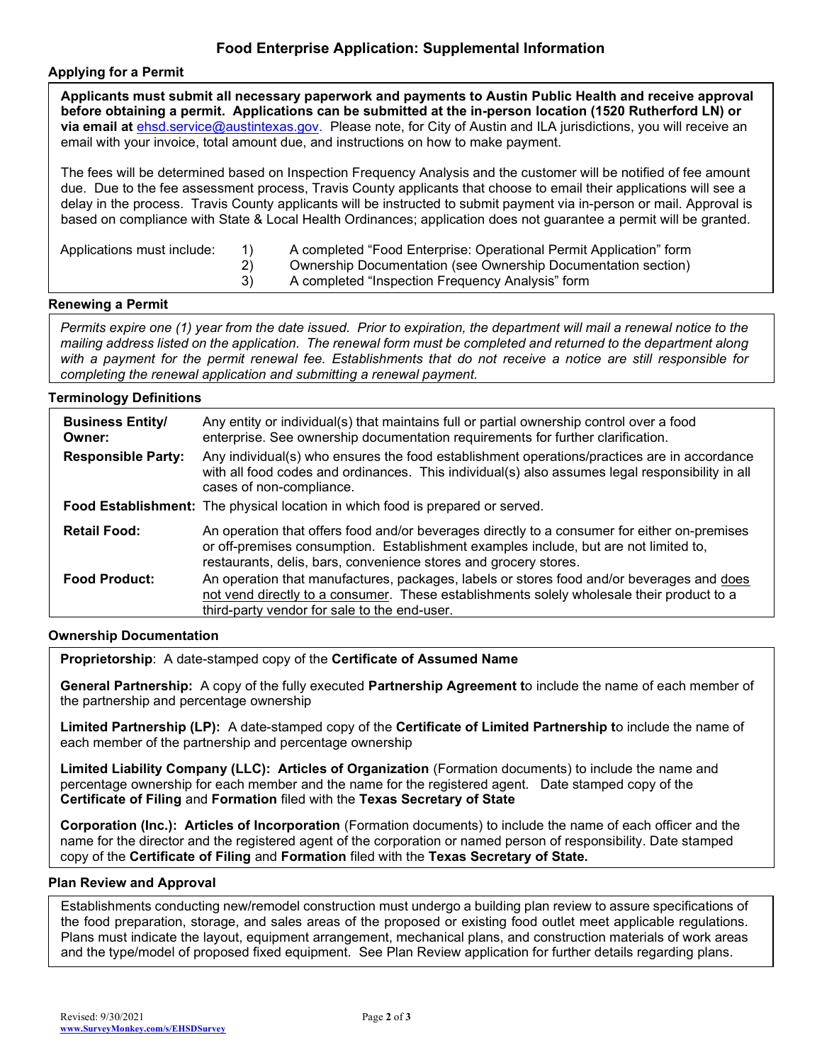# Food Enterprise Application: Supplemental Information

## Applying for a Permit

**Applicants must submit all necessary paperwork and payments to Austin Public Health and receive approval before obtaining a permit. Applications can be submitted at the in-person location (1520 Rutherford LN) or via email at** ehsd.service@austintexas.gov. Please note, for City of Austin and ILA jurisdictions, you will receive an email with your invoice, total amount due, and instructions on how to make payment.

The fees will be determined based on Inspection Frequency Analysis and the customer will be notified of fee amount due. Due to the fee assessment process, Travis County applicants that choose to email their applications will see a delay in the process. Travis County applicants will be instructed to submit payment via in-person or mail. Approval is based on compliance with State & Local Health Ordinances; application does not guarantee a permit will be granted.

Applications must include:

1) A completed "Food Enterprise: Operational Permit Application" form
2) Ownership Documentation (see Ownership Documentation section)
3) A completed "Inspection Frequency Analysis" form

## Renewing a Permit

*Permits expire one (1) year from the date issued. Prior to expiration, the department will mail a renewal notice to the mailing address listed on the application. The renewal form must be completed and returned to the department along with a payment for the permit renewal fee. Establishments that do not receive a notice are still responsible for completing the renewal application and submitting a renewal payment.*

## Terminology Definitions

| | |
|---|---|
| **Business Entity/ Owner:** | Any entity or individual(s) that maintains full or partial ownership control over a food enterprise. See ownership documentation requirements for further clarification. |
| **Responsible Party:** | Any individual(s) who ensures the food establishment operations/practices are in accordance with all food codes and ordinances. This individual(s) also assumes legal responsibility in all cases of non-compliance. |
| **Food Establishment:** | The physical location in which food is prepared or served. |
| **Retail Food:** | An operation that offers food and/or beverages directly to a consumer for either on-premises or off-premises consumption. Establishment examples include, but are not limited to, restaurants, delis, bars, convenience stores and grocery stores. |
| **Food Product:** | An operation that manufactures, packages, labels or stores food and/or beverages and <u>does not vend directly to a consumer</u>. These establishments solely wholesale their product to a third-party vendor for sale to the end-user. |

## Ownership Documentation

**Proprietorship**: A date-stamped copy of the **Certificate of Assumed Name**

**General Partnership:** A copy of the fully executed **Partnership Agreement t**o include the name of each member of the partnership and percentage ownership

**Limited Partnership (LP):** A date-stamped copy of the **Certificate of Limited Partnership t**o include the name of each member of the partnership and percentage ownership

**Limited Liability Company (LLC): Articles of Organization** (Formation documents) to include the name and percentage ownership for each member and the name for the registered agent. Date stamped copy of the **Certificate of Filing** and **Formation** filed with the **Texas Secretary of State**

**Corporation (Inc.): Articles of Incorporation** (Formation documents) to include the name of each officer and the name for the director and the registered agent of the corporation or named person of responsibility. Date stamped copy of the **Certificate of Filing** and **Formation** filed with the **Texas Secretary of State.**

## Plan Review and Approval

Establishments conducting new/remodel construction must undergo a building plan review to assure specifications of the food preparation, storage, and sales areas of the proposed or existing food outlet meet applicable regulations. Plans must indicate the layout, equipment arrangement, mechanical plans, and construction materials of work areas and the type/model of proposed fixed equipment. See Plan Review application for further details regarding plans.

Revised: 9/30/2021
www.SurveyMonkey.com/s/EHSDSurvey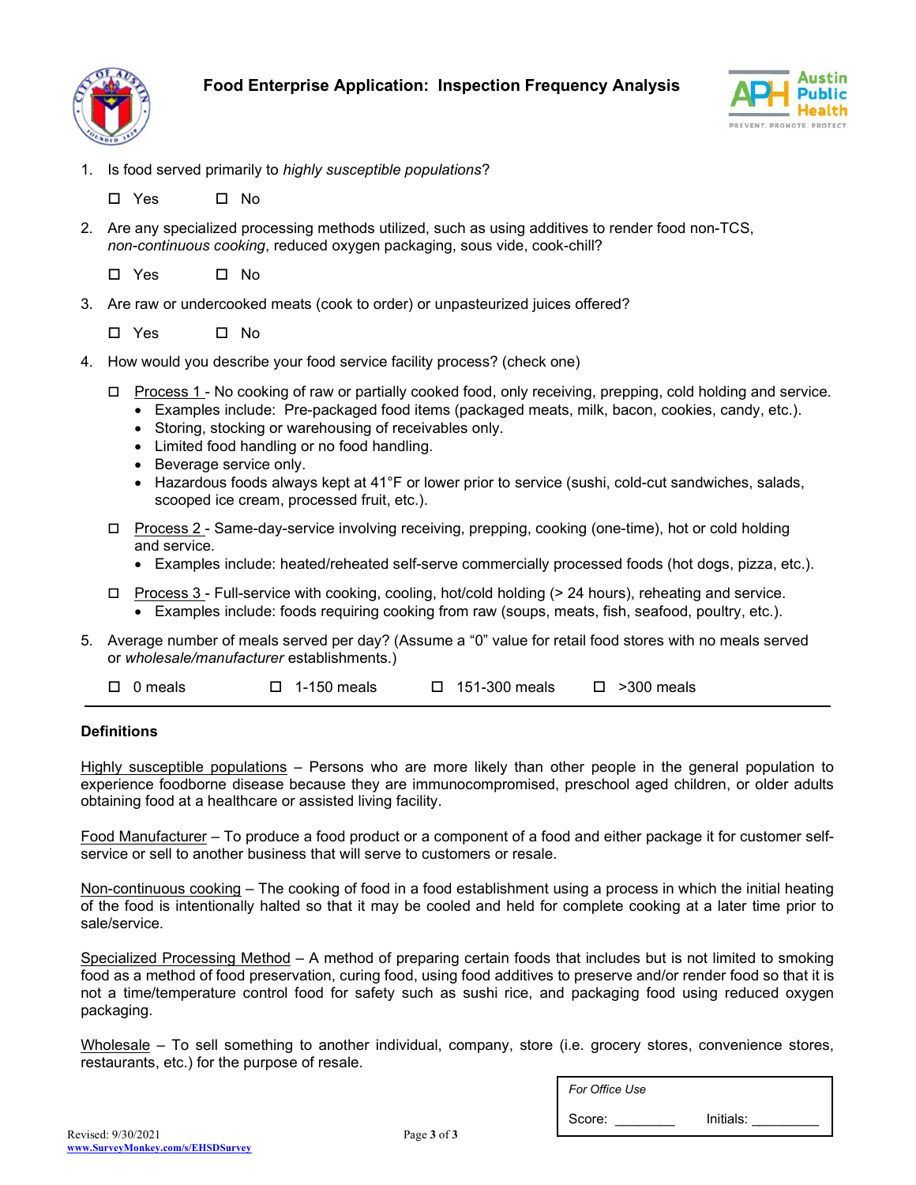# Food Enterprise Application: Inspection Frequency Analysis

1. Is food served primarily to *highly susceptible populations*?

   ☐ Yes ☐ No

2. Are any specialized processing methods utilized, such as using additives to render food non-TCS, *non-continuous cooking*, reduced oxygen packaging, sous vide, cook-chill?

   ☐ Yes ☐ No

3. Are raw or undercooked meats (cook to order) or unpasteurized juices offered?

   ☐ Yes ☐ No

4. How would you describe your food service facility process? (check one)

   ☐ Process 1 - No cooking of raw or partially cooked food, only receiving, prepping, cold holding and service.
   - Examples include: Pre-packaged food items (packaged meats, milk, bacon, cookies, candy, etc.).
   - Storing, stocking or warehousing of receivables only.
   - Limited food handling or no food handling.
   - Beverage service only.
   - Hazardous foods always kept at 41°F or lower prior to service (sushi, cold-cut sandwiches, salads, scooped ice cream, processed fruit, etc.).

   ☐ Process 2 - Same-day-service involving receiving, prepping, cooking (one-time), hot or cold holding and service.
   - Examples include: heated/reheated self-serve commercially processed foods (hot dogs, pizza, etc.).

   ☐ Process 3 - Full-service with cooking, cooling, hot/cold holding (> 24 hours), reheating and service.
   - Examples include: foods requiring cooking from raw (soups, meats, fish, seafood, poultry, etc.).

5. Average number of meals served per day? (Assume a "0" value for retail food stores with no meals served or *wholesale/manufacturer* establishments.)

   ☐ 0 meals ☐ 1-150 meals ☐ 151-300 meals ☐ >300 meals

---

**Definitions**

Highly susceptible populations – Persons who are more likely than other people in the general population to experience foodborne disease because they are immunocompromised, preschool aged children, or older adults obtaining food at a healthcare or assisted living facility.

Food Manufacturer – To produce a food product or a component of a food and either package it for customer self-service or sell to another business that will serve to customers or resale.

Non-continuous cooking – The cooking of food in a food establishment using a process in which the initial heating of the food is intentionally halted so that it may be cooled and held for complete cooking at a later time prior to sale/service.

Specialized Processing Method – A method of preparing certain foods that includes but is not limited to smoking food as a method of food preservation, curing food, using food additives to preserve and/or render food so that it is not a time/temperature control food for safety such as sushi rice, and packaging food using reduced oxygen packaging.

Wholesale – To sell something to another individual, company, store (i.e. grocery stores, convenience stores, restaurants, etc.) for the purpose of resale.

*For Office Use*

Score: ________ Initials: _________

Revised: 9/30/2021

www.SurveyMonkey.com/s/EHSDSurvey